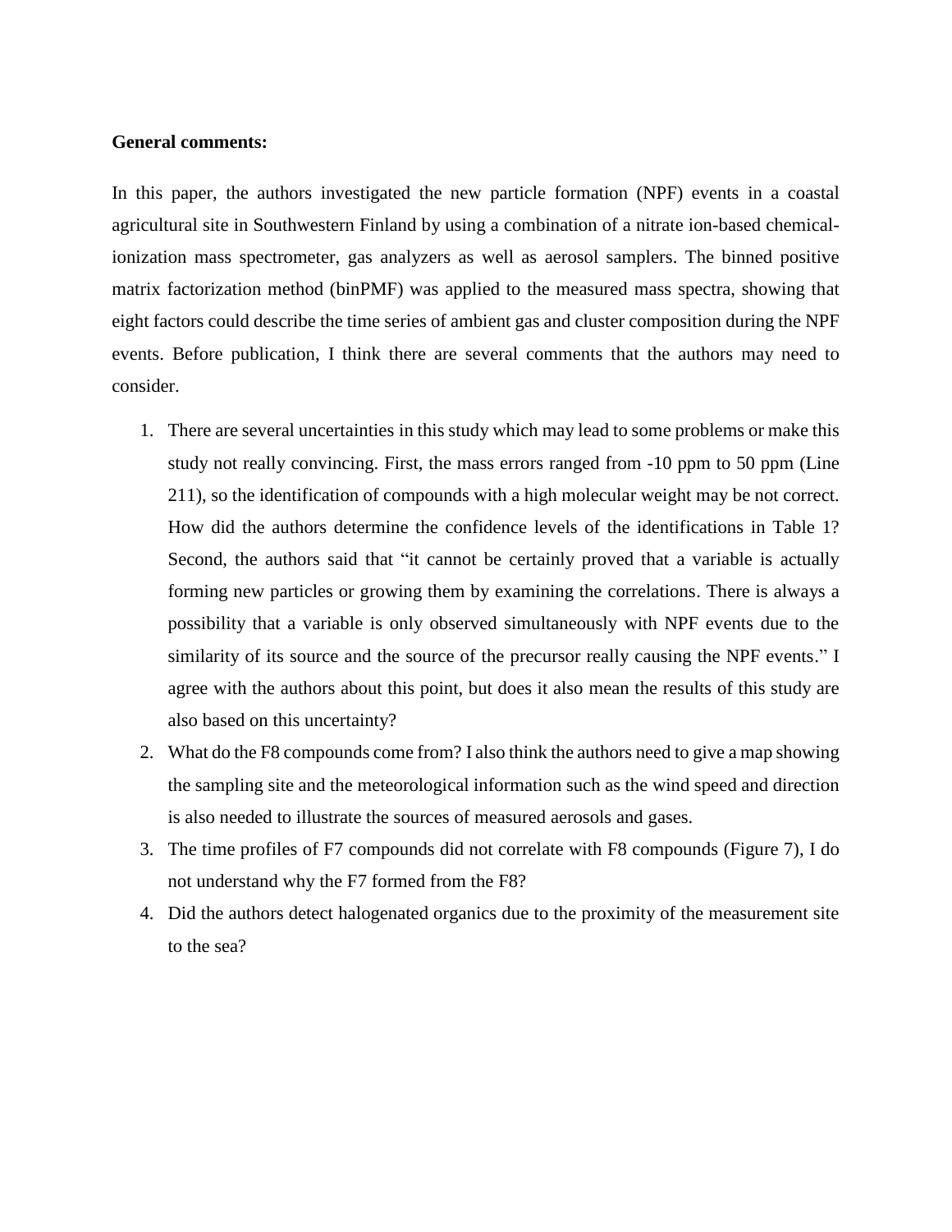**General comments:**

In this paper, the authors investigated the new particle formation (NPF) events in a coastal agricultural site in Southwestern Finland by using a combination of a nitrate ion-based chemical-ionization mass spectrometer, gas analyzers as well as aerosol samplers. The binned positive matrix factorization method (binPMF) was applied to the measured mass spectra, showing that eight factors could describe the time series of ambient gas and cluster composition during the NPF events. Before publication, I think there are several comments that the authors may need to consider.

1. There are several uncertainties in this study which may lead to some problems or make this study not really convincing. First, the mass errors ranged from -10 ppm to 50 ppm (Line 211), so the identification of compounds with a high molecular weight may be not correct. How did the authors determine the confidence levels of the identifications in Table 1? Second, the authors said that "it cannot be certainly proved that a variable is actually forming new particles or growing them by examining the correlations. There is always a possibility that a variable is only observed simultaneously with NPF events due to the similarity of its source and the source of the precursor really causing the NPF events." I agree with the authors about this point, but does it also mean the results of this study are also based on this uncertainty?
2. What do the F8 compounds come from? I also think the authors need to give a map showing the sampling site and the meteorological information such as the wind speed and direction is also needed to illustrate the sources of measured aerosols and gases.
3. The time profiles of F7 compounds did not correlate with F8 compounds (Figure 7), I do not understand why the F7 formed from the F8?
4. Did the authors detect halogenated organics due to the proximity of the measurement site to the sea?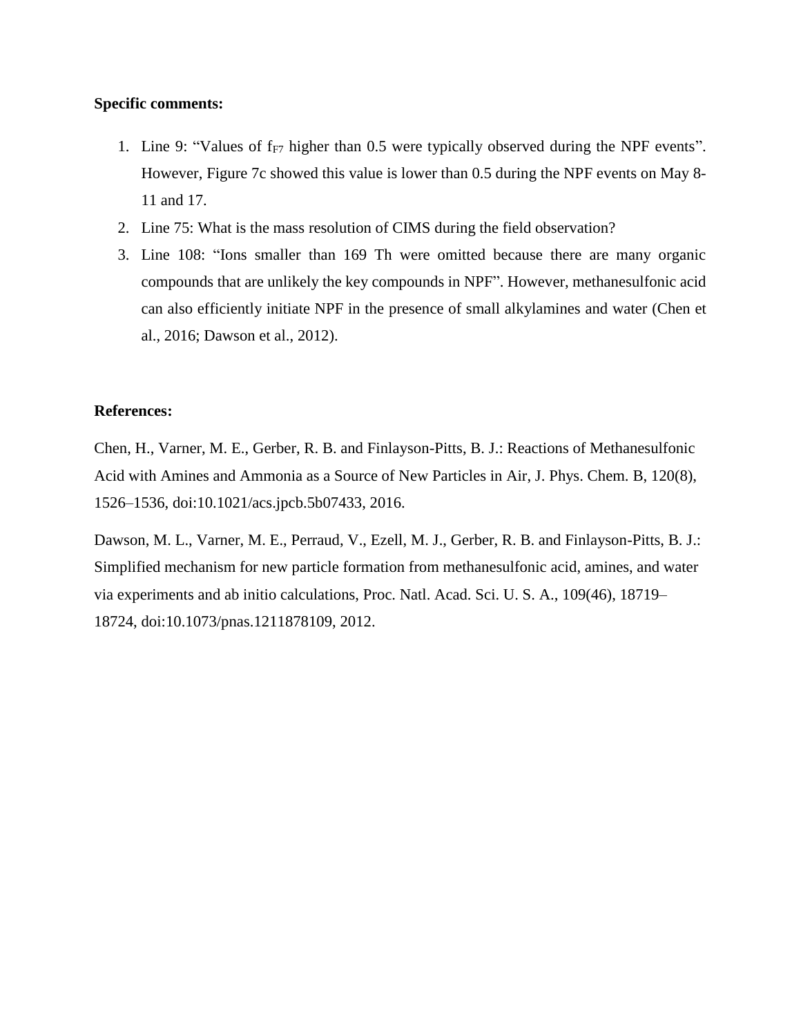**Specific comments:**

1. Line 9: "Values of $f_{F7}$ higher than 0.5 were typically observed during the NPF events". However, Figure 7c showed this value is lower than 0.5 during the NPF events on May 8-11 and 17.
2. Line 75: What is the mass resolution of CIMS during the field observation?
3. Line 108: "Ions smaller than 169 Th were omitted because there are many organic compounds that are unlikely the key compounds in NPF". However, methanesulfonic acid can also efficiently initiate NPF in the presence of small alkylamines and water (Chen et al., 2016; Dawson et al., 2012).

**References:**

Chen, H., Varner, M. E., Gerber, R. B. and Finlayson-Pitts, B. J.: Reactions of Methanesulfonic Acid with Amines and Ammonia as a Source of New Particles in Air, J. Phys. Chem. B, 120(8), 1526–1536, doi:10.1021/acs.jpcb.5b07433, 2016.

Dawson, M. L., Varner, M. E., Perraud, V., Ezell, M. J., Gerber, R. B. and Finlayson-Pitts, B. J.: Simplified mechanism for new particle formation from methanesulfonic acid, amines, and water via experiments and ab initio calculations, Proc. Natl. Acad. Sci. U. S. A., 109(46), 18719–18724, doi:10.1073/pnas.1211878109, 2012.